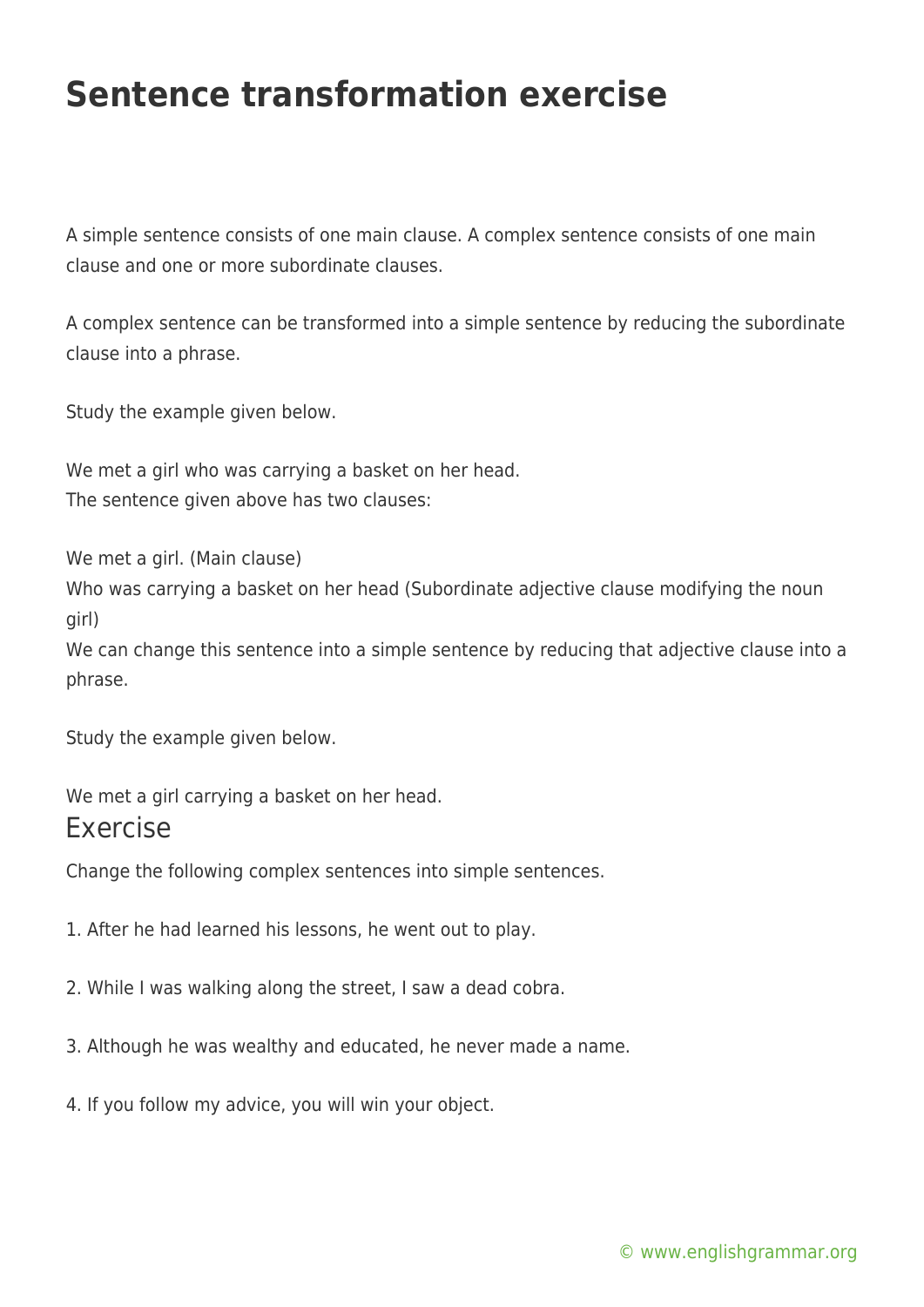# Sentence transformation exercise

A simple sentence consists of one main clause. A complex sentence consists of one main clause and one or more subordinate clauses.

A complex sentence can be transformed into a simple sentence by reducing the subordinate clause into a phrase.

Study the example given below.

We met a girl who was carrying a basket on her head.
The sentence given above has two clauses:

We met a girl. (Main clause)
Who was carrying a basket on her head (Subordinate adjective clause modifying the noun girl)
We can change this sentence into a simple sentence by reducing that adjective clause into a phrase.

Study the example given below.

We met a girl carrying a basket on her head.

## Exercise

Change the following complex sentences into simple sentences.

1. After he had learned his lessons, he went out to play.

2. While I was walking along the street, I saw a dead cobra.

3. Although he was wealthy and educated, he never made a name.

4. If you follow my advice, you will win your object.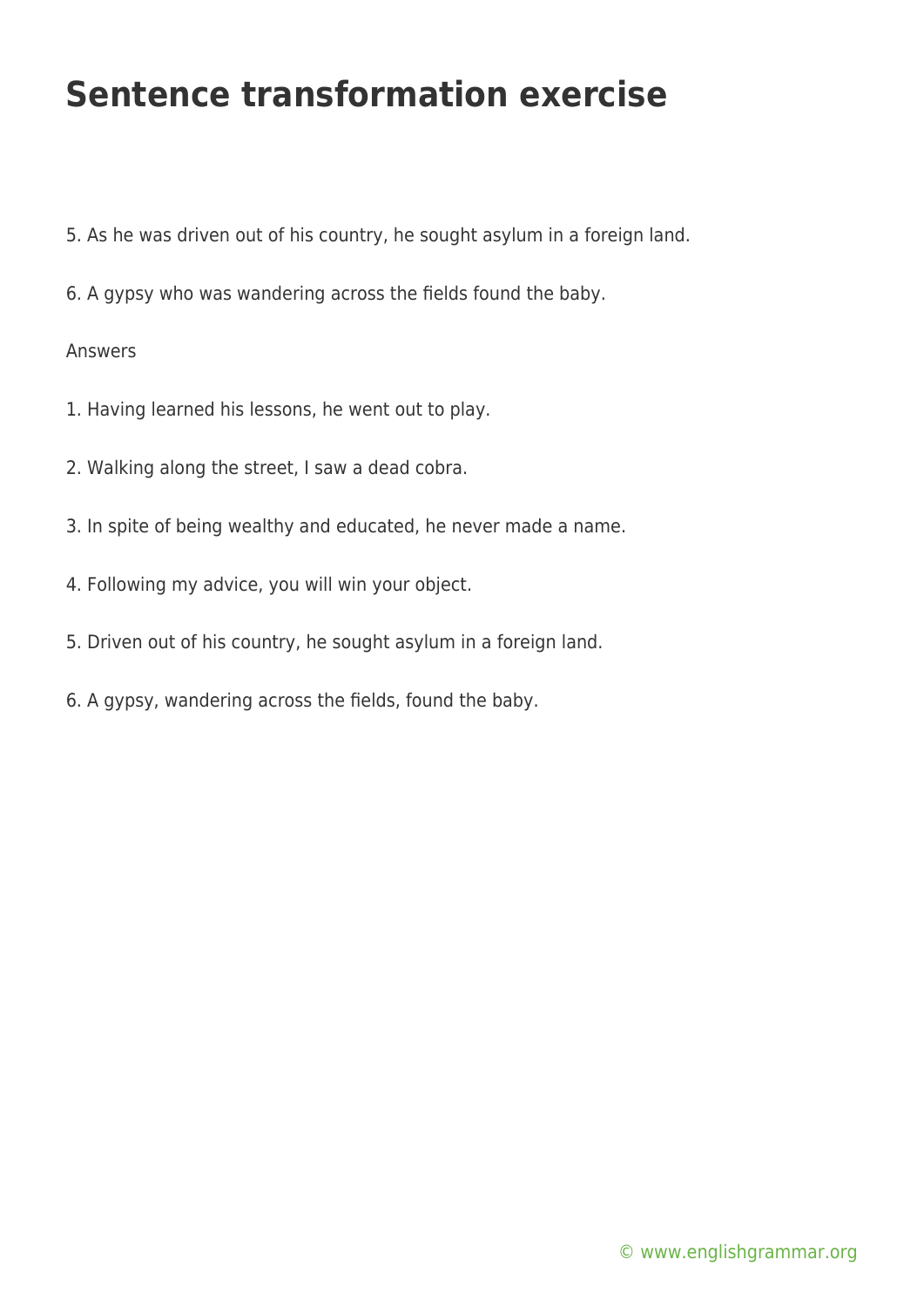# Sentence transformation exercise

5. As he was driven out of his country, he sought asylum in a foreign land.

6. A gypsy who was wandering across the fields found the baby.

Answers

1. Having learned his lessons, he went out to play.

2. Walking along the street, I saw a dead cobra.

3. In spite of being wealthy and educated, he never made a name.

4. Following my advice, you will win your object.

5. Driven out of his country, he sought asylum in a foreign land.

6. A gypsy, wandering across the fields, found the baby.